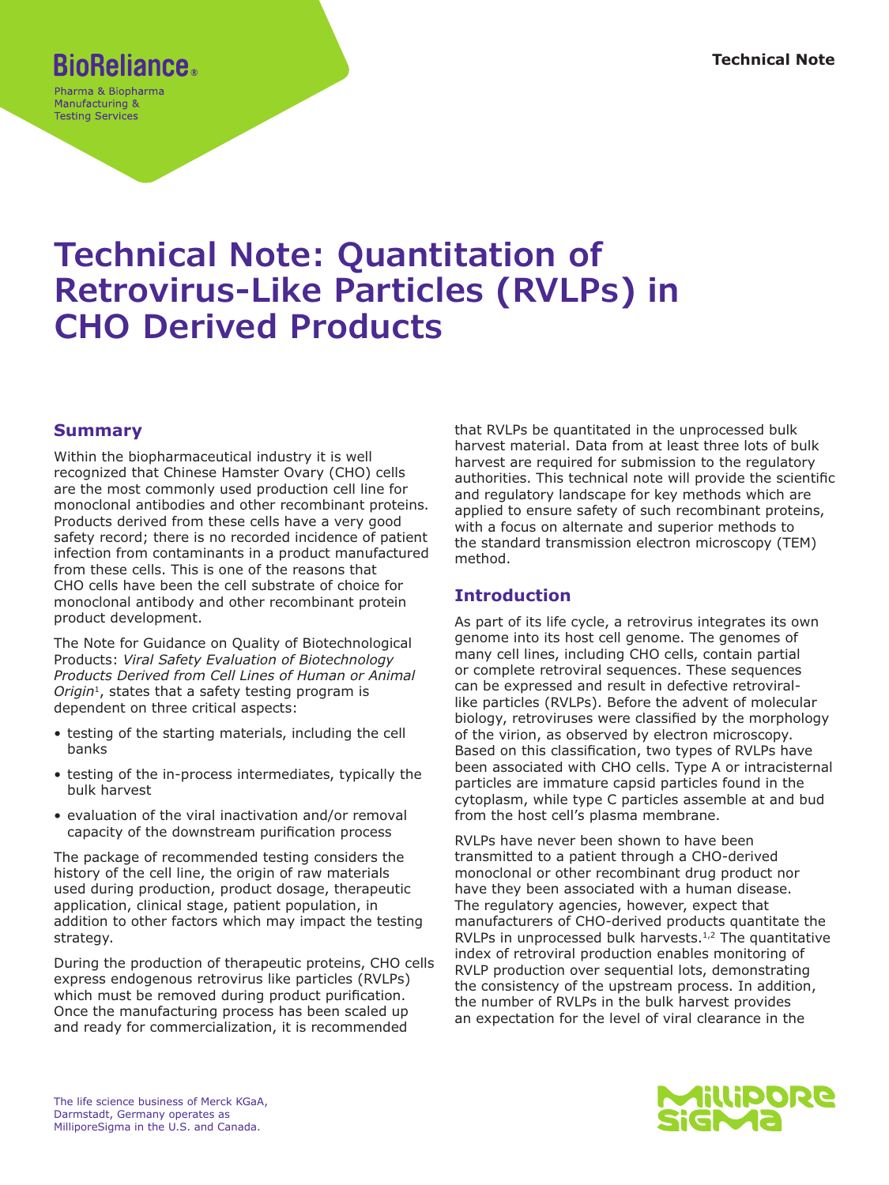BioReliance®

Pharma & Biopharma Manufacturing & Testing Services

Technical Note

# Technical Note: Quantitation of Retrovirus-Like Particles (RVLPs) in CHO Derived Products

## Summary

Within the biopharmaceutical industry it is well recognized that Chinese Hamster Ovary (CHO) cells are the most commonly used production cell line for monoclonal antibodies and other recombinant proteins. Products derived from these cells have a very good safety record; there is no recorded incidence of patient infection from contaminants in a product manufactured from these cells. This is one of the reasons that CHO cells have been the cell substrate of choice for monoclonal antibody and other recombinant protein product development.

The Note for Guidance on Quality of Biotechnological Products: *Viral Safety Evaluation of Biotechnology Products Derived from Cell Lines of Human or Animal Origin*[1], states that a safety testing program is dependent on three critical aspects:

- testing of the starting materials, including the cell banks
- testing of the in-process intermediates, typically the bulk harvest
- evaluation of the viral inactivation and/or removal capacity of the downstream purification process

The package of recommended testing considers the history of the cell line, the origin of raw materials used during production, product dosage, therapeutic application, clinical stage, patient population, in addition to other factors which may impact the testing strategy.

During the production of therapeutic proteins, CHO cells express endogenous retrovirus like particles (RVLPs) which must be removed during product purification. Once the manufacturing process has been scaled up and ready for commercialization, it is recommended that RVLPs be quantitated in the unprocessed bulk harvest material. Data from at least three lots of bulk harvest are required for submission to the regulatory authorities. This technical note will provide the scientific and regulatory landscape for key methods which are applied to ensure safety of such recombinant proteins, with a focus on alternate and superior methods to the standard transmission electron microscopy (TEM) method.

## Introduction

As part of its life cycle, a retrovirus integrates its own genome into its host cell genome. The genomes of many cell lines, including CHO cells, contain partial or complete retroviral sequences. These sequences can be expressed and result in defective retroviral-like particles (RVLPs). Before the advent of molecular biology, retroviruses were classified by the morphology of the virion, as observed by electron microscopy. Based on this classification, two types of RVLPs have been associated with CHO cells. Type A or intracisternal particles are immature capsid particles found in the cytoplasm, while type C particles assemble at and bud from the host cell's plasma membrane.

RVLPs have never been shown to have been transmitted to a patient through a CHO-derived monoclonal or other recombinant drug product nor have they been associated with a human disease. The regulatory agencies, however, expect that manufacturers of CHO-derived products quantitate the RVLPs in unprocessed bulk harvests.[1,2] The quantitative index of retroviral production enables monitoring of RVLP production over sequential lots, demonstrating the consistency of the upstream process. In addition, the number of RVLPs in the bulk harvest provides an expectation for the level of viral clearance in the

The life science business of Merck KGaA, Darmstadt, Germany operates as MilliporeSigma in the U.S. and Canada.

MilliporeSigma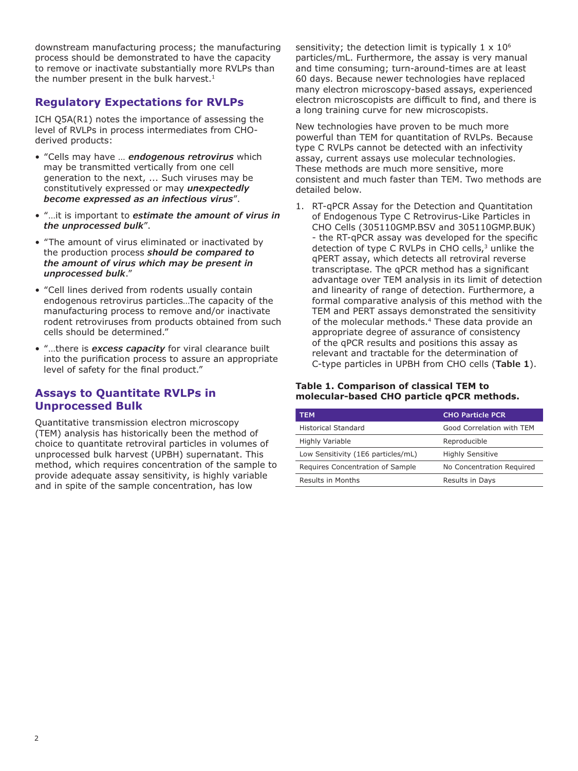downstream manufacturing process; the manufacturing process should be demonstrated to have the capacity to remove or inactivate substantially more RVLPs than the number present in the bulk harvest.[1]

## Regulatory Expectations for RVLPs

ICH Q5A(R1) notes the importance of assessing the level of RVLPs in process intermediates from CHO-derived products:

- "Cells may have … ***endogenous retrovirus*** which may be transmitted vertically from one cell generation to the next, ... Such viruses may be constitutively expressed or may ***unexpectedly become expressed as an infectious virus***".
- "…it is important to ***estimate the amount of virus in the unprocessed bulk***".
- "The amount of virus eliminated or inactivated by the production process ***should be compared to the amount of virus which may be present in unprocessed bulk***."
- "Cell lines derived from rodents usually contain endogenous retrovirus particles…The capacity of the manufacturing process to remove and/or inactivate rodent retroviruses from products obtained from such cells should be determined."
- "…there is ***excess capacity*** for viral clearance built into the purification process to assure an appropriate level of safety for the final product."

## Assays to Quantitate RVLPs in Unprocessed Bulk

Quantitative transmission electron microscopy (TEM) analysis has historically been the method of choice to quantitate retroviral particles in volumes of unprocessed bulk harvest (UPBH) supernatant. This method, which requires concentration of the sample to provide adequate assay sensitivity, is highly variable and in spite of the sample concentration, has low sensitivity; the detection limit is typically $1 \times 10^6$ particles/mL. Furthermore, the assay is very manual and time consuming; turn-around-times are at least 60 days. Because newer technologies have replaced many electron microscopy-based assays, experienced electron microscopists are difficult to find, and there is a long training curve for new microscopists.

New technologies have proven to be much more powerful than TEM for quantitation of RVLPs. Because type C RVLPs cannot be detected with an infectivity assay, current assays use molecular technologies. These methods are much more sensitive, more consistent and much faster than TEM. Two methods are detailed below.

1. RT-qPCR Assay for the Detection and Quantitation of Endogenous Type C Retrovirus-Like Particles in CHO Cells (305110GMP.BSV and 305110GMP.BUK) - the RT-qPCR assay was developed for the specific detection of type C RVLPs in CHO cells,[3] unlike the qPERT assay, which detects all retroviral reverse transcriptase. The qPCR method has a significant advantage over TEM analysis in its limit of detection and linearity of range of detection. Furthermore, a formal comparative analysis of this method with the TEM and PERT assays demonstrated the sensitivity of the molecular methods.[4] These data provide an appropriate degree of assurance of consistency of the qPCR results and positions this assay as relevant and tractable for the determination of C-type particles in UPBH from CHO cells (**Table 1**).

**Table 1. Comparison of classical TEM to molecular-based CHO particle qPCR methods.**

| TEM | CHO Particle PCR |
|---|---|
| Historical Standard | Good Correlation with TEM |
| Highly Variable | Reproducible |
| Low Sensitivity (1E6 particles/mL) | Highly Sensitive |
| Requires Concentration of Sample | No Concentration Required |
| Results in Months | Results in Days |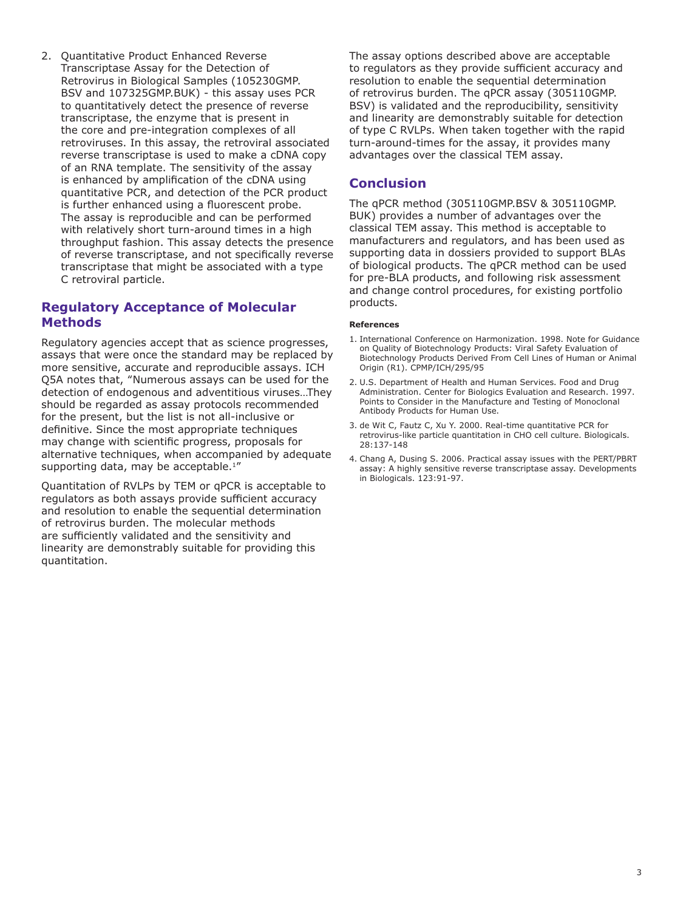2. Quantitative Product Enhanced Reverse Transcriptase Assay for the Detection of Retrovirus in Biological Samples (105230GMP.BSV and 107325GMP.BUK) - this assay uses PCR to quantitatively detect the presence of reverse transcriptase, the enzyme that is present in the core and pre-integration complexes of all retroviruses. In this assay, the retroviral associated reverse transcriptase is used to make a cDNA copy of an RNA template. The sensitivity of the assay is enhanced by amplification of the cDNA using quantitative PCR, and detection of the PCR product is further enhanced using a fluorescent probe. The assay is reproducible and can be performed with relatively short turn-around times in a high throughput fashion. This assay detects the presence of reverse transcriptase, and not specifically reverse transcriptase that might be associated with a type C retroviral particle.

## Regulatory Acceptance of Molecular Methods

Regulatory agencies accept that as science progresses, assays that were once the standard may be replaced by more sensitive, accurate and reproducible assays. ICH Q5A notes that, "Numerous assays can be used for the detection of endogenous and adventitious viruses…They should be regarded as assay protocols recommended for the present, but the list is not all-inclusive or definitive. Since the most appropriate techniques may change with scientific progress, proposals for alternative techniques, when accompanied by adequate supporting data, may be acceptable.[1]"

Quantitation of RVLPs by TEM or qPCR is acceptable to regulators as both assays provide sufficient accuracy and resolution to enable the sequential determination of retrovirus burden. The molecular methods are sufficiently validated and the sensitivity and linearity are demonstrably suitable for providing this quantitation.

The assay options described above are acceptable to regulators as they provide sufficient accuracy and resolution to enable the sequential determination of retrovirus burden. The qPCR assay (305110GMP.BSV) is validated and the reproducibility, sensitivity and linearity are demonstrably suitable for detection of type C RVLPs. When taken together with the rapid turn-around-times for the assay, it provides many advantages over the classical TEM assay.

## Conclusion

The qPCR method (305110GMP.BSV & 305110GMP.BUK) provides a number of advantages over the classical TEM assay. This method is acceptable to manufacturers and regulators, and has been used as supporting data in dossiers provided to support BLAs of biological products. The qPCR method can be used for pre-BLA products, and following risk assessment and change control procedures, for existing portfolio products.

**References**

1. International Conference on Harmonization. 1998. Note for Guidance on Quality of Biotechnology Products: Viral Safety Evaluation of Biotechnology Products Derived From Cell Lines of Human or Animal Origin (R1). CPMP/ICH/295/95
2. U.S. Department of Health and Human Services. Food and Drug Administration. Center for Biologics Evaluation and Research. 1997. Points to Consider in the Manufacture and Testing of Monoclonal Antibody Products for Human Use.
3. de Wit C, Fautz C, Xu Y. 2000. Real-time quantitative PCR for retrovirus-like particle quantitation in CHO cell culture. Biologicals. 28:137-148
4. Chang A, Dusing S. 2006. Practical assay issues with the PERT/PBRT assay: A highly sensitive reverse transcriptase assay. Developments in Biologicals. 123:91-97.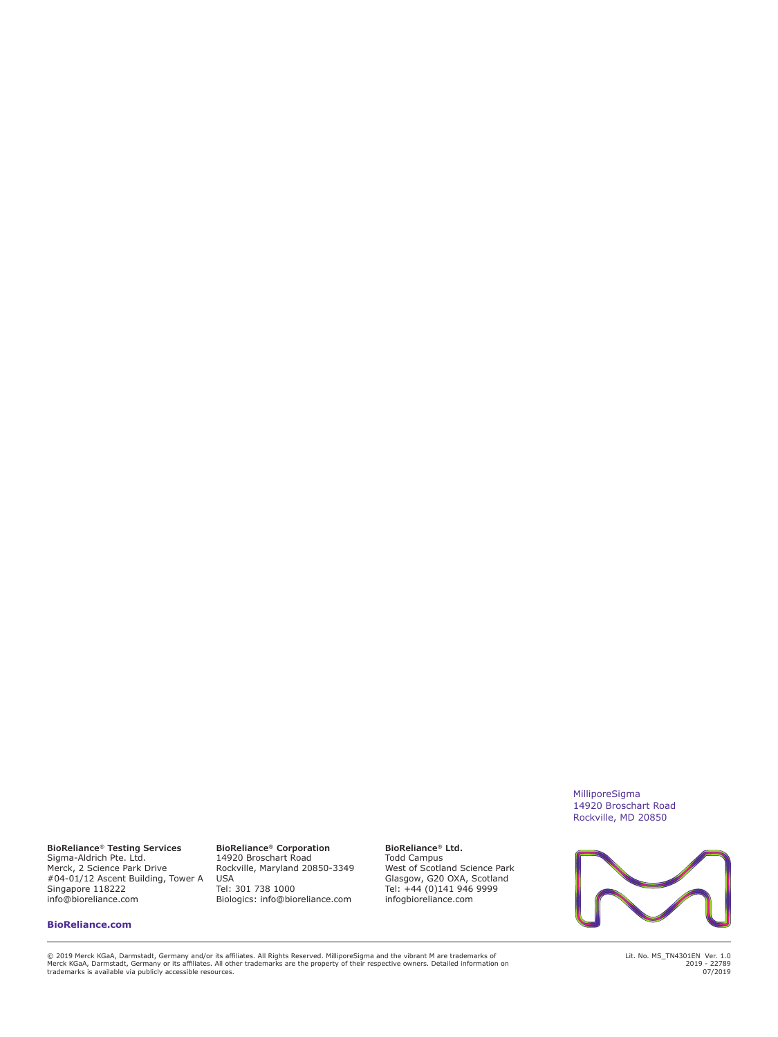MilliporeSigma
14920 Broschart Road
Rockville, MD 20850

**BioReliance® Testing Services**
Sigma-Aldrich Pte. Ltd.
Merck, 2 Science Park Drive
#04-01/12 Ascent Building, Tower A
Singapore 118222
info@bioreliance.com

**BioReliance® Corporation**
14920 Broschart Road
Rockville, Maryland 20850-3349
USA
Tel: 301 738 1000
Biologics: info@bioreliance.com

**BioReliance® Ltd.**
Todd Campus
West of Scotland Science Park
Glasgow, G20 OXA, Scotland
Tel: +44 (0)141 946 9999
infogbioreliance.com

**BioReliance.com**

© 2019 Merck KGaA, Darmstadt, Germany and/or its affiliates. All Rights Reserved. MilliporeSigma and the vibrant M are trademarks of Merck KGaA, Darmstadt, Germany or its affiliates. All other trademarks are the property of their respective owners. Detailed information on trademarks is available via publicly accessible resources.

Lit. No. MS_TN4301EN Ver. 1.0
2019 - 22789
07/2019